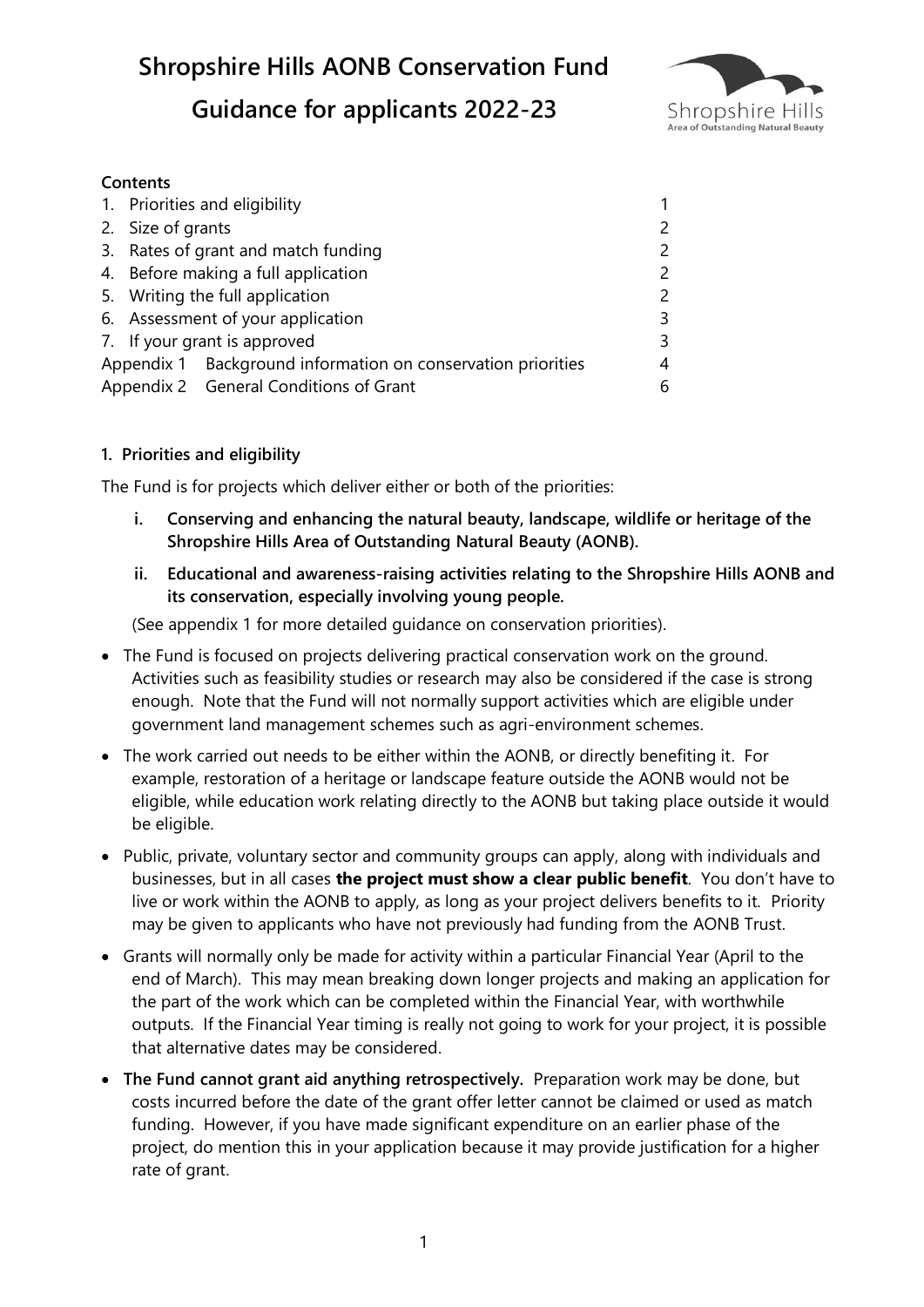# Shropshire Hills AONB Conservation Fund

# Guidance for applicants 2022-23

**Contents**

| | |
|---|---|
| 1. Priorities and eligibility | 1 |
| 2. Size of grants | 2 |
| 3. Rates of grant and match funding | 2 |
| 4. Before making a full application | 2 |
| 5. Writing the full application | 2 |
| 6. Assessment of your application | 3 |
| 7. If your grant is approved | 3 |
| Appendix 1 Background information on conservation priorities | 4 |
| Appendix 2 General Conditions of Grant | 6 |

## 1. Priorities and eligibility

The Fund is for projects which deliver either or both of the priorities:

i. **Conserving and enhancing the natural beauty, landscape, wildlife or heritage of the Shropshire Hills Area of Outstanding Natural Beauty (AONB).**

ii. **Educational and awareness-raising activities relating to the Shropshire Hills AONB and its conservation, especially involving young people.**

(See appendix 1 for more detailed guidance on conservation priorities).

- The Fund is focused on projects delivering practical conservation work on the ground. Activities such as feasibility studies or research may also be considered if the case is strong enough. Note that the Fund will not normally support activities which are eligible under government land management schemes such as agri-environment schemes.
- The work carried out needs to be either within the AONB, or directly benefiting it. For example, restoration of a heritage or landscape feature outside the AONB would not be eligible, while education work relating directly to the AONB but taking place outside it would be eligible.
- Public, private, voluntary sector and community groups can apply, along with individuals and businesses, but in all cases **the project must show a clear public benefit**. You don't have to live or work within the AONB to apply, as long as your project delivers benefits to it. Priority may be given to applicants who have not previously had funding from the AONB Trust.
- Grants will normally only be made for activity within a particular Financial Year (April to the end of March). This may mean breaking down longer projects and making an application for the part of the work which can be completed within the Financial Year, with worthwhile outputs. If the Financial Year timing is really not going to work for your project, it is possible that alternative dates may be considered.
- **The Fund cannot grant aid anything retrospectively.** Preparation work may be done, but costs incurred before the date of the grant offer letter cannot be claimed or used as match funding. However, if you have made significant expenditure on an earlier phase of the project, do mention this in your application because it may provide justification for a higher rate of grant.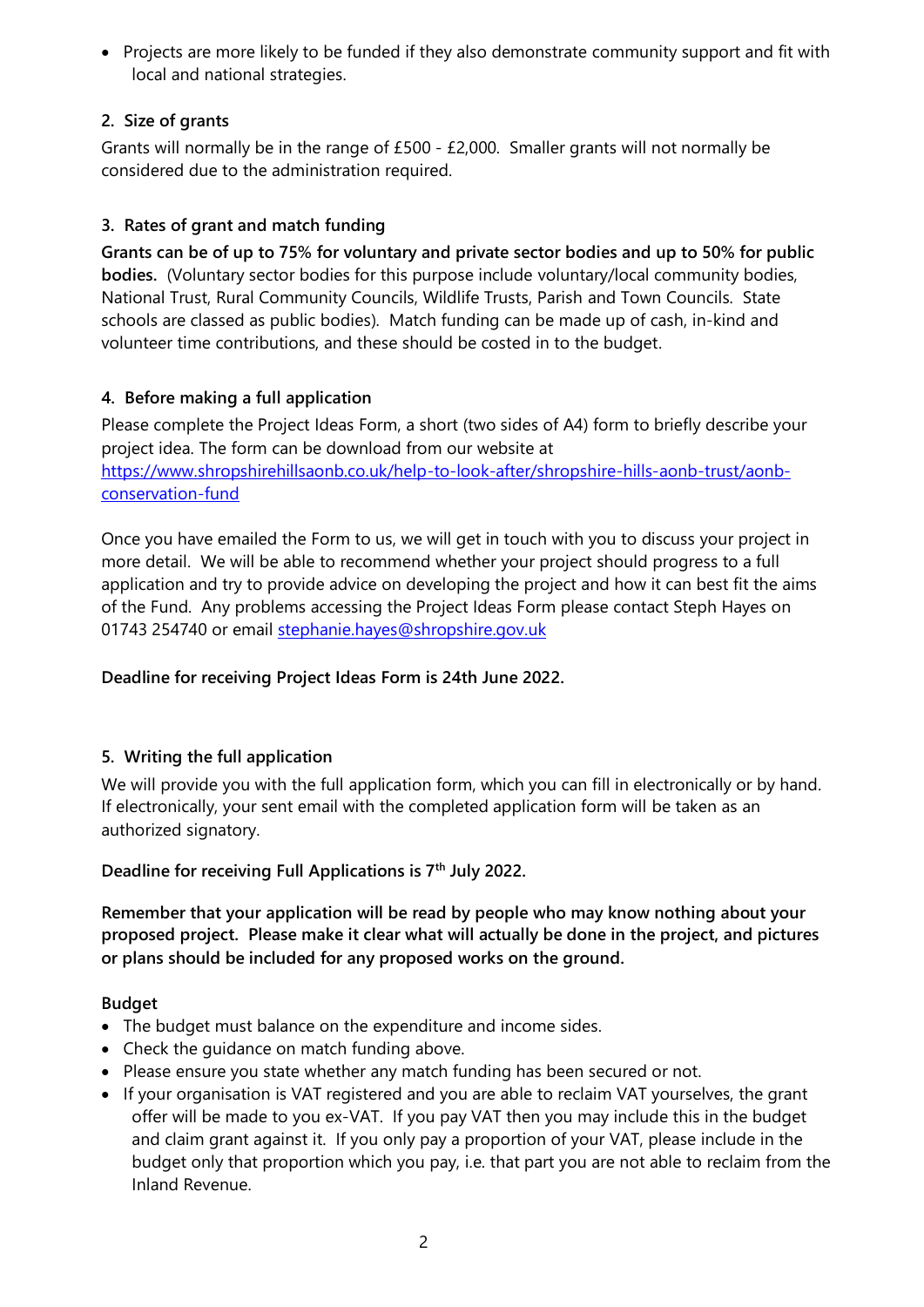- Projects are more likely to be funded if they also demonstrate community support and fit with local and national strategies.

## 2. Size of grants

Grants will normally be in the range of £500 - £2,000. Smaller grants will not normally be considered due to the administration required.

## 3. Rates of grant and match funding

**Grants can be of up to 75% for voluntary and private sector bodies and up to 50% for public bodies.** (Voluntary sector bodies for this purpose include voluntary/local community bodies, National Trust, Rural Community Councils, Wildlife Trusts, Parish and Town Councils. State schools are classed as public bodies). Match funding can be made up of cash, in-kind and volunteer time contributions, and these should be costed in to the budget.

## 4. Before making a full application

Please complete the Project Ideas Form, a short (two sides of A4) form to briefly describe your project idea. The form can be download from our website at https://www.shropshirehillsaonb.co.uk/help-to-look-after/shropshire-hills-aonb-trust/aonb-conservation-fund

Once you have emailed the Form to us, we will get in touch with you to discuss your project in more detail. We will be able to recommend whether your project should progress to a full application and try to provide advice on developing the project and how it can best fit the aims of the Fund. Any problems accessing the Project Ideas Form please contact Steph Hayes on 01743 254740 or email stephanie.hayes@shropshire.gov.uk

**Deadline for receiving Project Ideas Form is 24th June 2022.**

## 5. Writing the full application

We will provide you with the full application form, which you can fill in electronically or by hand. If electronically, your sent email with the completed application form will be taken as an authorized signatory.

**Deadline for receiving Full Applications is 7th July 2022.**

**Remember that your application will be read by people who may know nothing about your proposed project. Please make it clear what will actually be done in the project, and pictures or plans should be included for any proposed works on the ground.**

**Budget**

- The budget must balance on the expenditure and income sides.
- Check the guidance on match funding above.
- Please ensure you state whether any match funding has been secured or not.
- If your organisation is VAT registered and you are able to reclaim VAT yourselves, the grant offer will be made to you ex-VAT. If you pay VAT then you may include this in the budget and claim grant against it. If you only pay a proportion of your VAT, please include in the budget only that proportion which you pay, i.e. that part you are not able to reclaim from the Inland Revenue.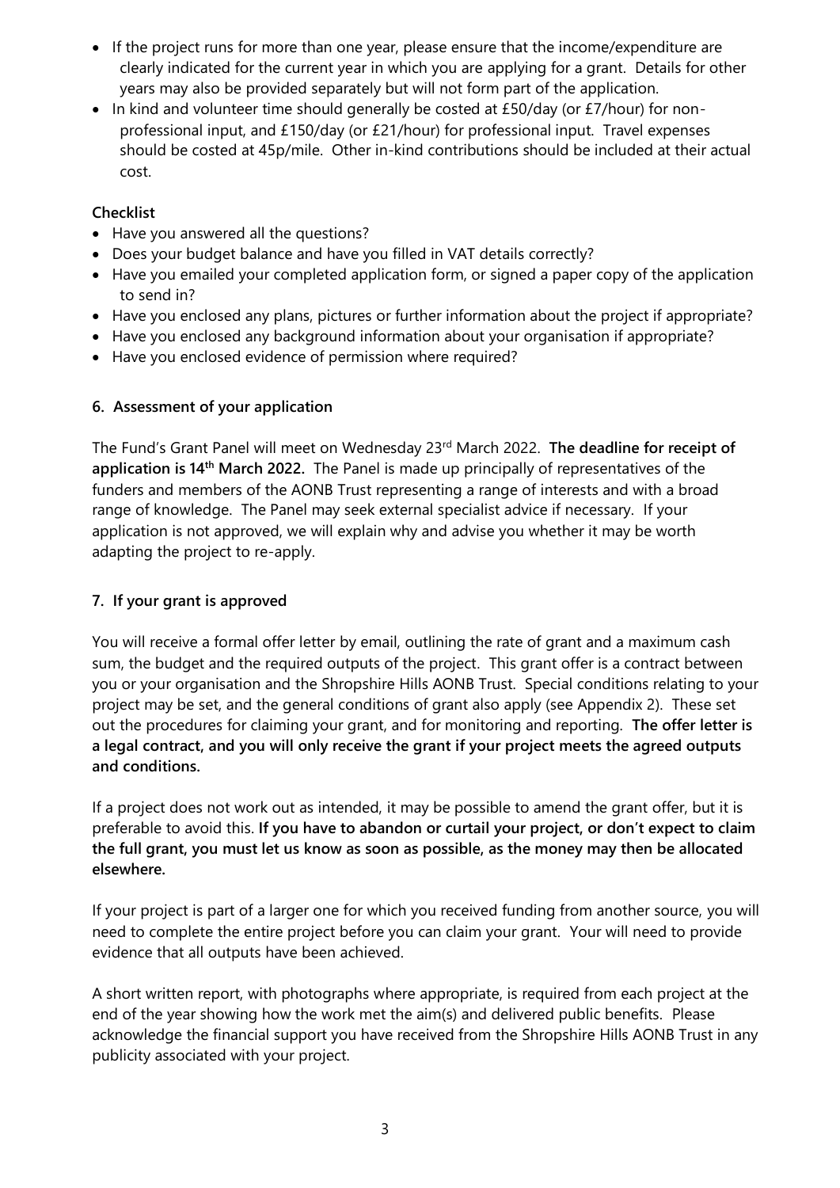- If the project runs for more than one year, please ensure that the income/expenditure are clearly indicated for the current year in which you are applying for a grant. Details for other years may also be provided separately but will not form part of the application.
- In kind and volunteer time should generally be costed at £50/day (or £7/hour) for non-professional input, and £150/day (or £21/hour) for professional input. Travel expenses should be costed at 45p/mile. Other in-kind contributions should be included at their actual cost.

**Checklist**

- Have you answered all the questions?
- Does your budget balance and have you filled in VAT details correctly?
- Have you emailed your completed application form, or signed a paper copy of the application to send in?
- Have you enclosed any plans, pictures or further information about the project if appropriate?
- Have you enclosed any background information about your organisation if appropriate?
- Have you enclosed evidence of permission where required?

## 6. Assessment of your application

The Fund's Grant Panel will meet on Wednesday 23rd March 2022. **The deadline for receipt of application is 14th March 2022.** The Panel is made up principally of representatives of the funders and members of the AONB Trust representing a range of interests and with a broad range of knowledge. The Panel may seek external specialist advice if necessary. If your application is not approved, we will explain why and advise you whether it may be worth adapting the project to re-apply.

## 7. If your grant is approved

You will receive a formal offer letter by email, outlining the rate of grant and a maximum cash sum, the budget and the required outputs of the project. This grant offer is a contract between you or your organisation and the Shropshire Hills AONB Trust. Special conditions relating to your project may be set, and the general conditions of grant also apply (see Appendix 2). These set out the procedures for claiming your grant, and for monitoring and reporting. **The offer letter is a legal contract, and you will only receive the grant if your project meets the agreed outputs and conditions.**

If a project does not work out as intended, it may be possible to amend the grant offer, but it is preferable to avoid this. **If you have to abandon or curtail your project, or don't expect to claim the full grant, you must let us know as soon as possible, as the money may then be allocated elsewhere.**

If your project is part of a larger one for which you received funding from another source, you will need to complete the entire project before you can claim your grant. Your will need to provide evidence that all outputs have been achieved.

A short written report, with photographs where appropriate, is required from each project at the end of the year showing how the work met the aim(s) and delivered public benefits. Please acknowledge the financial support you have received from the Shropshire Hills AONB Trust in any publicity associated with your project.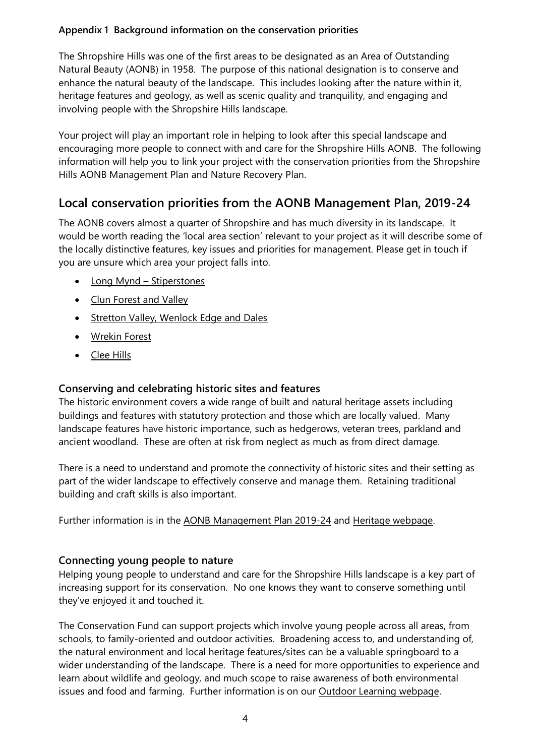**Appendix 1  Background information on the conservation priorities**

The Shropshire Hills was one of the first areas to be designated as an Area of Outstanding Natural Beauty (AONB) in 1958. The purpose of this national designation is to conserve and enhance the natural beauty of the landscape. This includes looking after the nature within it, heritage features and geology, as well as scenic quality and tranquility, and engaging and involving people with the Shropshire Hills landscape.

Your project will play an important role in helping to look after this special landscape and encouraging more people to connect with and care for the Shropshire Hills AONB. The following information will help you to link your project with the conservation priorities from the Shropshire Hills AONB Management Plan and Nature Recovery Plan.

## Local conservation priorities from the AONB Management Plan, 2019-24

The AONB covers almost a quarter of Shropshire and has much diversity in its landscape. It would be worth reading the 'local area section' relevant to your project as it will describe some of the locally distinctive features, key issues and priorities for management. Please get in touch if you are unsure which area your project falls into.

- Long Mynd – Stiperstones
- Clun Forest and Valley
- Stretton Valley, Wenlock Edge and Dales
- Wrekin Forest
- Clee Hills

### Conserving and celebrating historic sites and features

The historic environment covers a wide range of built and natural heritage assets including buildings and features with statutory protection and those which are locally valued. Many landscape features have historic importance, such as hedgerows, veteran trees, parkland and ancient woodland. These are often at risk from neglect as much as from direct damage.

There is a need to understand and promote the connectivity of historic sites and their setting as part of the wider landscape to effectively conserve and manage them. Retaining traditional building and craft skills is also important.

Further information is in the AONB Management Plan 2019-24 and Heritage webpage.

### Connecting young people to nature

Helping young people to understand and care for the Shropshire Hills landscape is a key part of increasing support for its conservation. No one knows they want to conserve something until they've enjoyed it and touched it.

The Conservation Fund can support projects which involve young people across all areas, from schools, to family-oriented and outdoor activities. Broadening access to, and understanding of, the natural environment and local heritage features/sites can be a valuable springboard to a wider understanding of the landscape. There is a need for more opportunities to experience and learn about wildlife and geology, and much scope to raise awareness of both environmental issues and food and farming. Further information is on our Outdoor Learning webpage.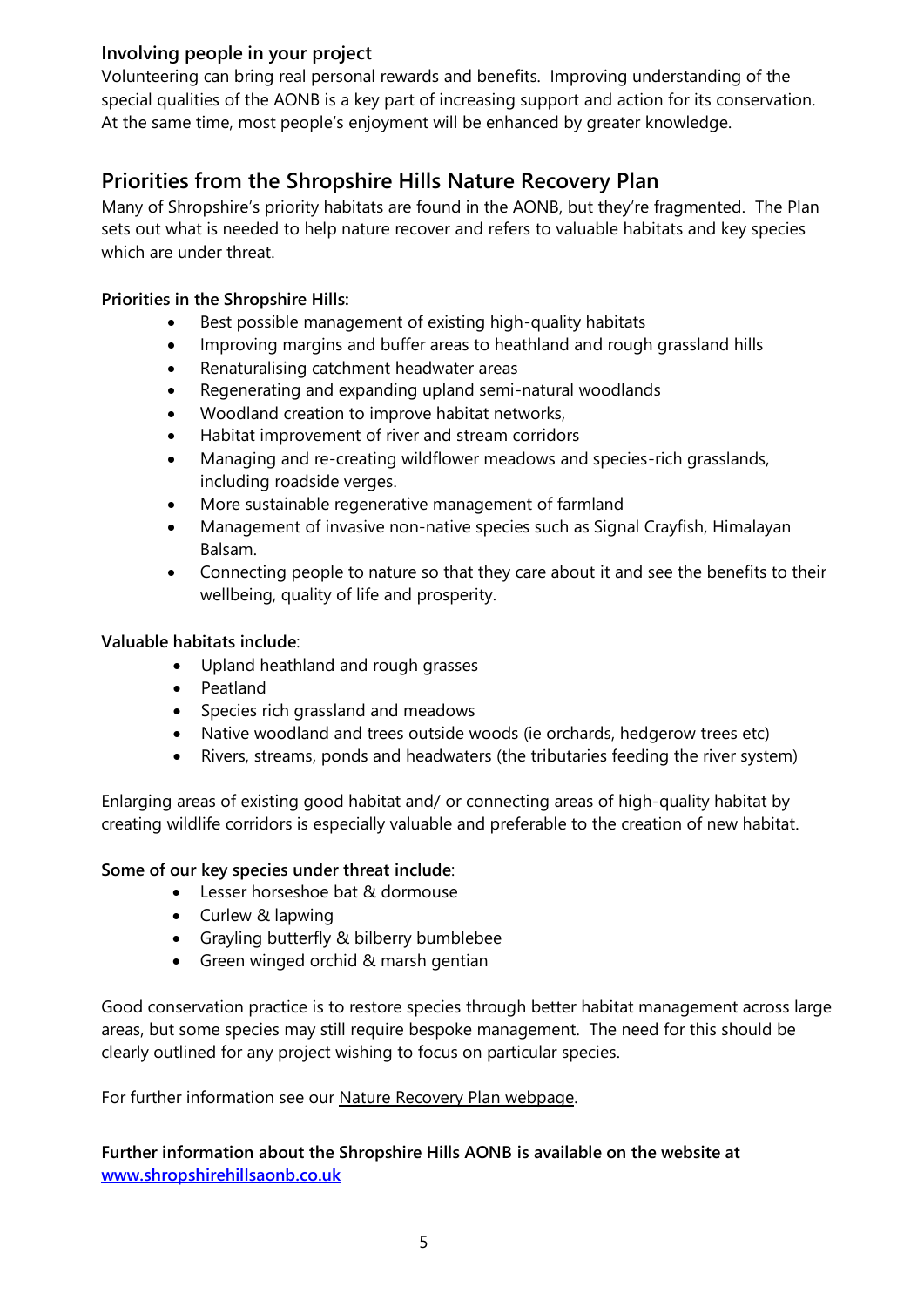### Involving people in your project

Volunteering can bring real personal rewards and benefits. Improving understanding of the special qualities of the AONB is a key part of increasing support and action for its conservation. At the same time, most people's enjoyment will be enhanced by greater knowledge.

## Priorities from the Shropshire Hills Nature Recovery Plan

Many of Shropshire's priority habitats are found in the AONB, but they're fragmented. The Plan sets out what is needed to help nature recover and refers to valuable habitats and key species which are under threat.

**Priorities in the Shropshire Hills:**

- Best possible management of existing high-quality habitats
- Improving margins and buffer areas to heathland and rough grassland hills
- Renaturalising catchment headwater areas
- Regenerating and expanding upland semi-natural woodlands
- Woodland creation to improve habitat networks,
- Habitat improvement of river and stream corridors
- Managing and re-creating wildflower meadows and species-rich grasslands, including roadside verges.
- More sustainable regenerative management of farmland
- Management of invasive non-native species such as Signal Crayfish, Himalayan Balsam.
- Connecting people to nature so that they care about it and see the benefits to their wellbeing, quality of life and prosperity.

**Valuable habitats include**:

- Upland heathland and rough grasses
- Peatland
- Species rich grassland and meadows
- Native woodland and trees outside woods (ie orchards, hedgerow trees etc)
- Rivers, streams, ponds and headwaters (the tributaries feeding the river system)

Enlarging areas of existing good habitat and/ or connecting areas of high-quality habitat by creating wildlife corridors is especially valuable and preferable to the creation of new habitat.

**Some of our key species under threat include**:

- Lesser horseshoe bat & dormouse
- Curlew & lapwing
- Grayling butterfly & bilberry bumblebee
- Green winged orchid & marsh gentian

Good conservation practice is to restore species through better habitat management across large areas, but some species may still require bespoke management. The need for this should be clearly outlined for any project wishing to focus on particular species.

For further information see our Nature Recovery Plan webpage.

**Further information about the Shropshire Hills AONB is available on the website at www.shropshirehillsaonb.co.uk**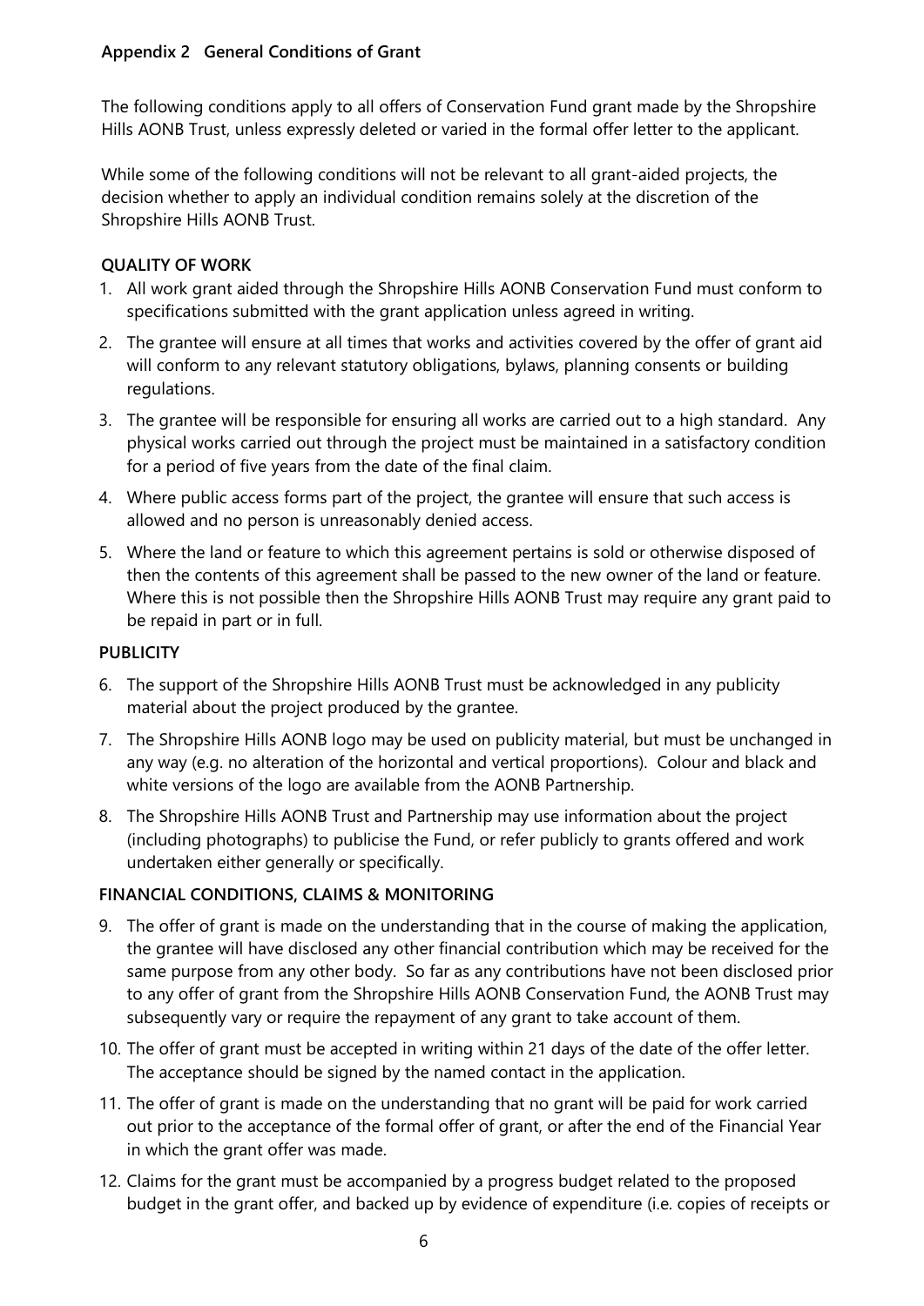## Appendix 2 General Conditions of Grant

The following conditions apply to all offers of Conservation Fund grant made by the Shropshire Hills AONB Trust, unless expressly deleted or varied in the formal offer letter to the applicant.

While some of the following conditions will not be relevant to all grant-aided projects, the decision whether to apply an individual condition remains solely at the discretion of the Shropshire Hills AONB Trust.

### QUALITY OF WORK

1. All work grant aided through the Shropshire Hills AONB Conservation Fund must conform to specifications submitted with the grant application unless agreed in writing.
2. The grantee will ensure at all times that works and activities covered by the offer of grant aid will conform to any relevant statutory obligations, bylaws, planning consents or building regulations.
3. The grantee will be responsible for ensuring all works are carried out to a high standard. Any physical works carried out through the project must be maintained in a satisfactory condition for a period of five years from the date of the final claim.
4. Where public access forms part of the project, the grantee will ensure that such access is allowed and no person is unreasonably denied access.
5. Where the land or feature to which this agreement pertains is sold or otherwise disposed of then the contents of this agreement shall be passed to the new owner of the land or feature. Where this is not possible then the Shropshire Hills AONB Trust may require any grant paid to be repaid in part or in full.

### PUBLICITY

6. The support of the Shropshire Hills AONB Trust must be acknowledged in any publicity material about the project produced by the grantee.
7. The Shropshire Hills AONB logo may be used on publicity material, but must be unchanged in any way (e.g. no alteration of the horizontal and vertical proportions). Colour and black and white versions of the logo are available from the AONB Partnership.
8. The Shropshire Hills AONB Trust and Partnership may use information about the project (including photographs) to publicise the Fund, or refer publicly to grants offered and work undertaken either generally or specifically.

### FINANCIAL CONDITIONS, CLAIMS & MONITORING

9. The offer of grant is made on the understanding that in the course of making the application, the grantee will have disclosed any other financial contribution which may be received for the same purpose from any other body. So far as any contributions have not been disclosed prior to any offer of grant from the Shropshire Hills AONB Conservation Fund, the AONB Trust may subsequently vary or require the repayment of any grant to take account of them.
10. The offer of grant must be accepted in writing within 21 days of the date of the offer letter. The acceptance should be signed by the named contact in the application.
11. The offer of grant is made on the understanding that no grant will be paid for work carried out prior to the acceptance of the formal offer of grant, or after the end of the Financial Year in which the grant offer was made.
12. Claims for the grant must be accompanied by a progress budget related to the proposed budget in the grant offer, and backed up by evidence of expenditure (i.e. copies of receipts or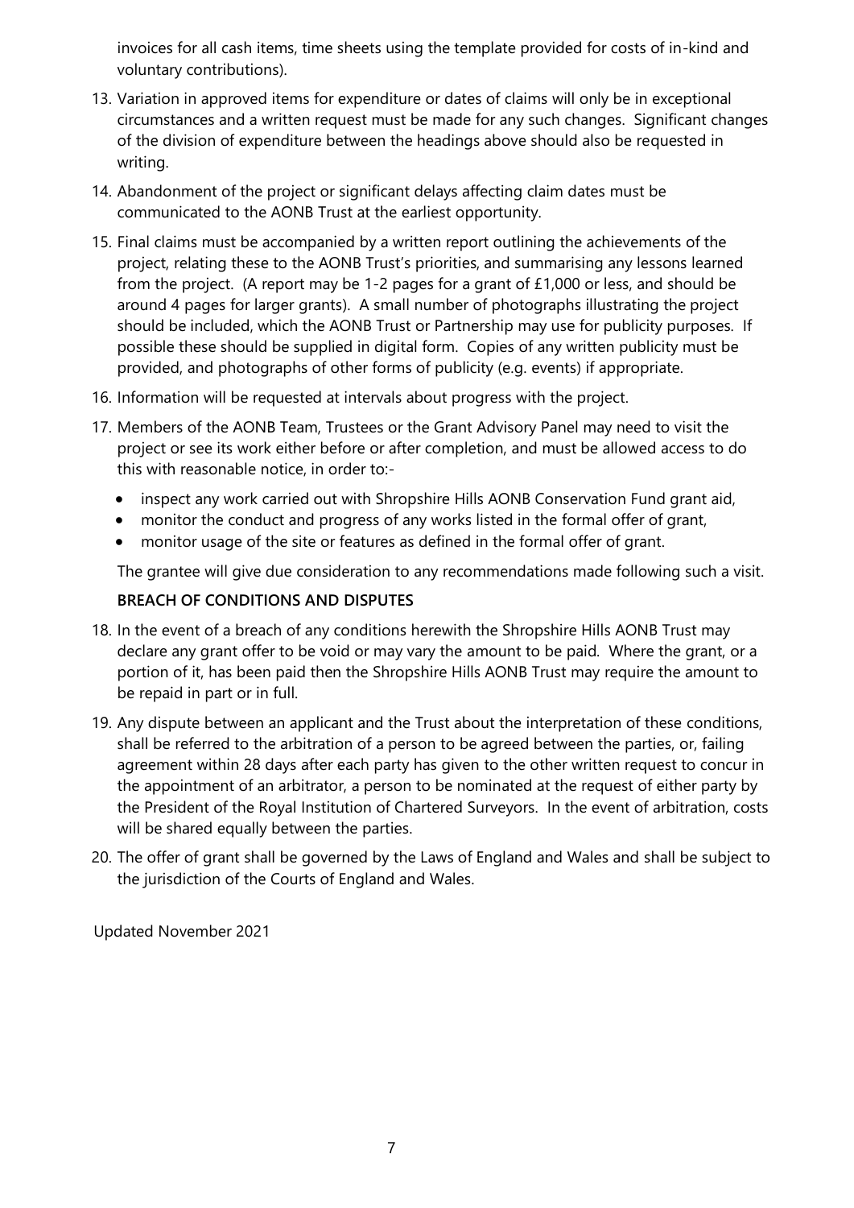invoices for all cash items, time sheets using the template provided for costs of in-kind and voluntary contributions).

13. Variation in approved items for expenditure or dates of claims will only be in exceptional circumstances and a written request must be made for any such changes. Significant changes of the division of expenditure between the headings above should also be requested in writing.
14. Abandonment of the project or significant delays affecting claim dates must be communicated to the AONB Trust at the earliest opportunity.
15. Final claims must be accompanied by a written report outlining the achievements of the project, relating these to the AONB Trust's priorities, and summarising any lessons learned from the project. (A report may be 1-2 pages for a grant of £1,000 or less, and should be around 4 pages for larger grants). A small number of photographs illustrating the project should be included, which the AONB Trust or Partnership may use for publicity purposes. If possible these should be supplied in digital form. Copies of any written publicity must be provided, and photographs of other forms of publicity (e.g. events) if appropriate.
16. Information will be requested at intervals about progress with the project.
17. Members of the AONB Team, Trustees or the Grant Advisory Panel may need to visit the project or see its work either before or after completion, and must be allowed access to do this with reasonable notice, in order to:-
    - inspect any work carried out with Shropshire Hills AONB Conservation Fund grant aid,
    - monitor the conduct and progress of any works listed in the formal offer of grant,
    - monitor usage of the site or features as defined in the formal offer of grant.

    The grantee will give due consideration to any recommendations made following such a visit.

**BREACH OF CONDITIONS AND DISPUTES**

18. In the event of a breach of any conditions herewith the Shropshire Hills AONB Trust may declare any grant offer to be void or may vary the amount to be paid. Where the grant, or a portion of it, has been paid then the Shropshire Hills AONB Trust may require the amount to be repaid in part or in full.
19. Any dispute between an applicant and the Trust about the interpretation of these conditions, shall be referred to the arbitration of a person to be agreed between the parties, or, failing agreement within 28 days after each party has given to the other written request to concur in the appointment of an arbitrator, a person to be nominated at the request of either party by the President of the Royal Institution of Chartered Surveyors. In the event of arbitration, costs will be shared equally between the parties.
20. The offer of grant shall be governed by the Laws of England and Wales and shall be subject to the jurisdiction of the Courts of England and Wales.

Updated November 2021